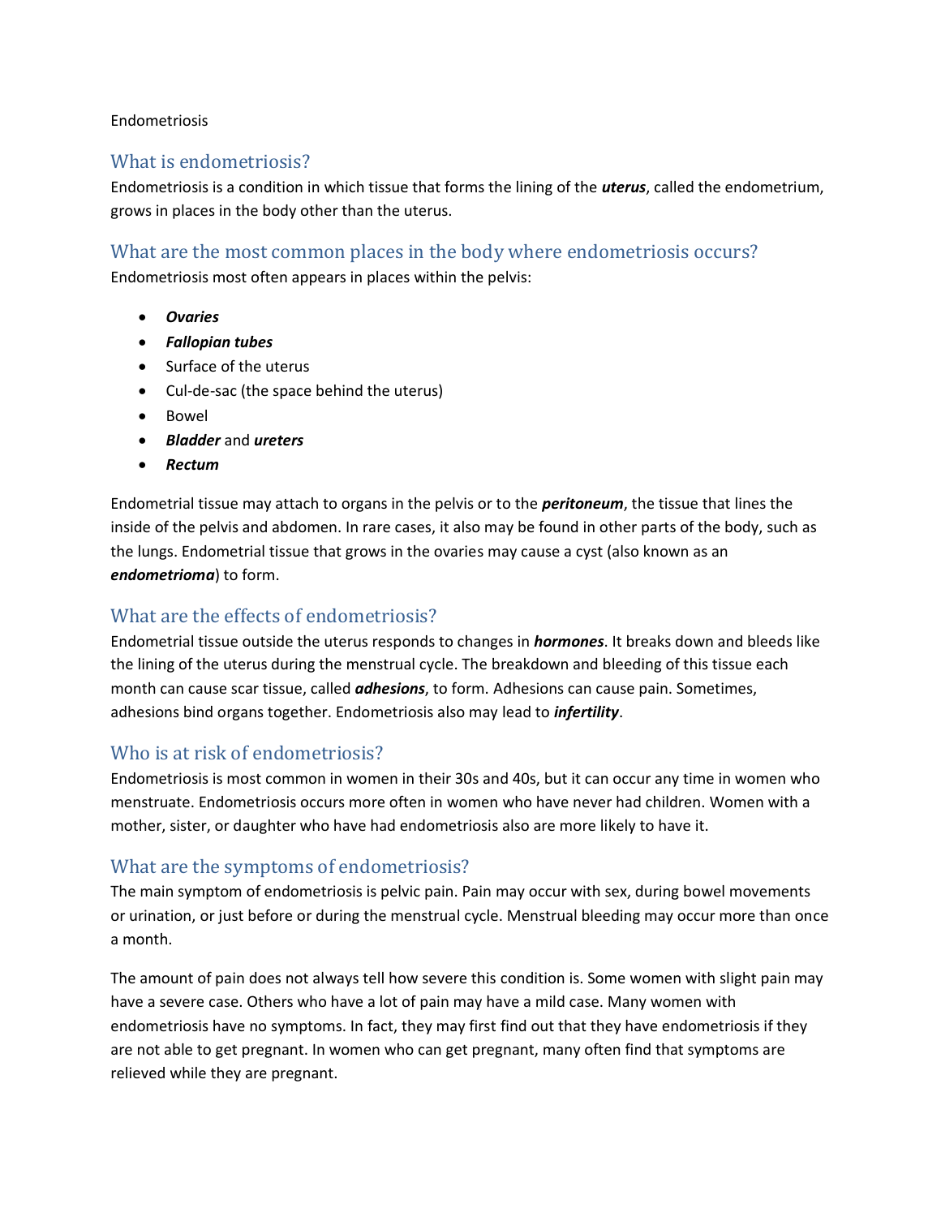Endometriosis

## What is endometriosis?

Endometriosis is a condition in which tissue that forms the lining of the ***uterus***, called the endometrium, grows in places in the body other than the uterus.

## What are the most common places in the body where endometriosis occurs?

Endometriosis most often appears in places within the pelvis:

- ***Ovaries***
- ***Fallopian tubes***
- Surface of the uterus
- Cul-de-sac (the space behind the uterus)
- Bowel
- ***Bladder*** and ***ureters***
- ***Rectum***

Endometrial tissue may attach to organs in the pelvis or to the ***peritoneum***, the tissue that lines the inside of the pelvis and abdomen. In rare cases, it also may be found in other parts of the body, such as the lungs. Endometrial tissue that grows in the ovaries may cause a cyst (also known as an ***endometrioma***) to form.

## What are the effects of endometriosis?

Endometrial tissue outside the uterus responds to changes in ***hormones***. It breaks down and bleeds like the lining of the uterus during the menstrual cycle. The breakdown and bleeding of this tissue each month can cause scar tissue, called ***adhesions***, to form. Adhesions can cause pain. Sometimes, adhesions bind organs together. Endometriosis also may lead to ***infertility***.

## Who is at risk of endometriosis?

Endometriosis is most common in women in their 30s and 40s, but it can occur any time in women who menstruate. Endometriosis occurs more often in women who have never had children. Women with a mother, sister, or daughter who have had endometriosis also are more likely to have it.

## What are the symptoms of endometriosis?

The main symptom of endometriosis is pelvic pain. Pain may occur with sex, during bowel movements or urination, or just before or during the menstrual cycle. Menstrual bleeding may occur more than once a month.

The amount of pain does not always tell how severe this condition is. Some women with slight pain may have a severe case. Others who have a lot of pain may have a mild case. Many women with endometriosis have no symptoms. In fact, they may first find out that they have endometriosis if they are not able to get pregnant. In women who can get pregnant, many often find that symptoms are relieved while they are pregnant.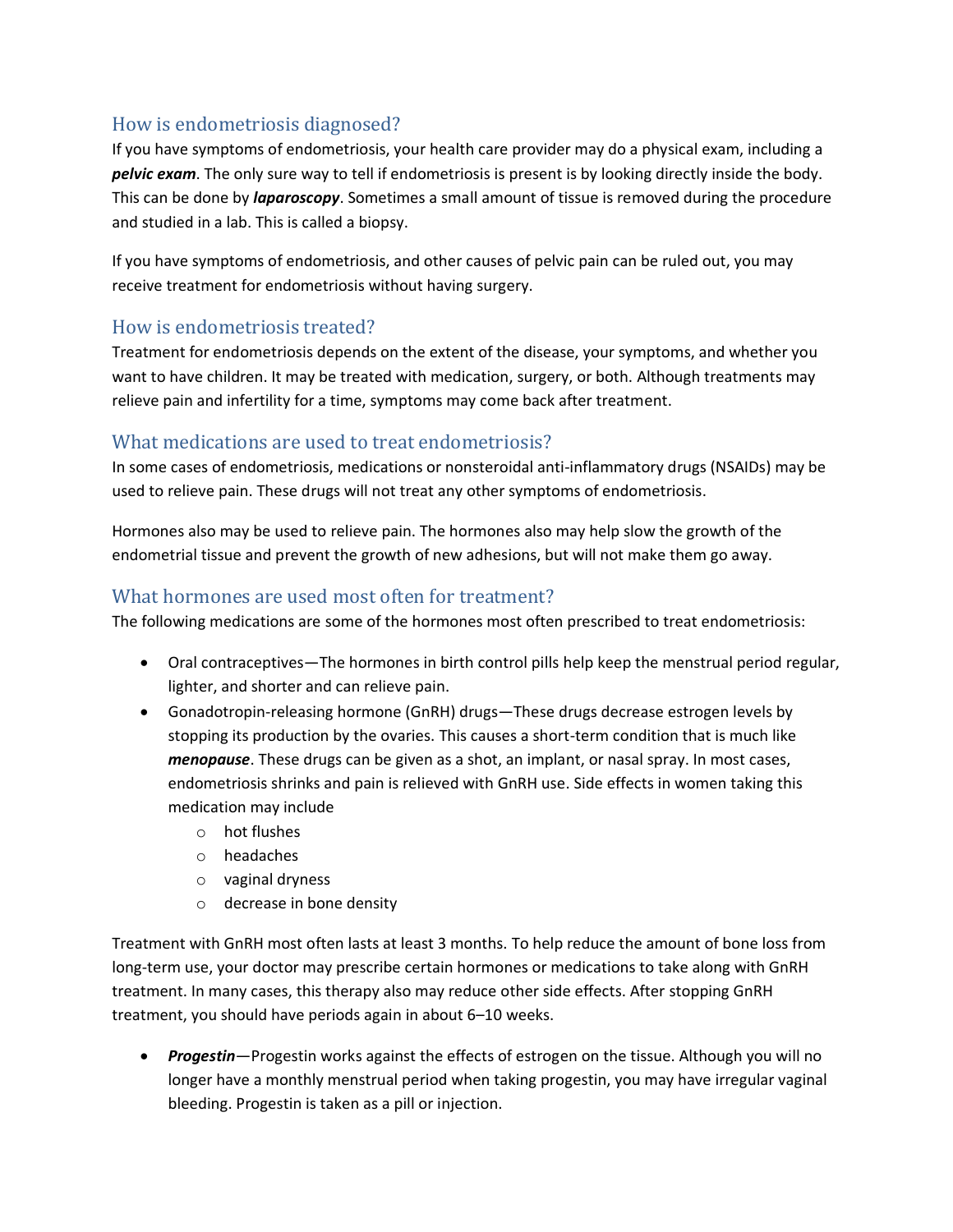## How is endometriosis diagnosed?

If you have symptoms of endometriosis, your health care provider may do a physical exam, including a ***pelvic exam***. The only sure way to tell if endometriosis is present is by looking directly inside the body. This can be done by ***laparoscopy***. Sometimes a small amount of tissue is removed during the procedure and studied in a lab. This is called a biopsy.

If you have symptoms of endometriosis, and other causes of pelvic pain can be ruled out, you may receive treatment for endometriosis without having surgery.

## How is endometriosis treated?

Treatment for endometriosis depends on the extent of the disease, your symptoms, and whether you want to have children. It may be treated with medication, surgery, or both. Although treatments may relieve pain and infertility for a time, symptoms may come back after treatment.

## What medications are used to treat endometriosis?

In some cases of endometriosis, medications or nonsteroidal anti-inflammatory drugs (NSAIDs) may be used to relieve pain. These drugs will not treat any other symptoms of endometriosis.

Hormones also may be used to relieve pain. The hormones also may help slow the growth of the endometrial tissue and prevent the growth of new adhesions, but will not make them go away.

## What hormones are used most often for treatment?

The following medications are some of the hormones most often prescribed to treat endometriosis:

- Oral contraceptives—The hormones in birth control pills help keep the menstrual period regular, lighter, and shorter and can relieve pain.
- Gonadotropin-releasing hormone (GnRH) drugs—These drugs decrease estrogen levels by stopping its production by the ovaries. This causes a short-term condition that is much like ***menopause***. These drugs can be given as a shot, an implant, or nasal spray. In most cases, endometriosis shrinks and pain is relieved with GnRH use. Side effects in women taking this medication may include
  - hot flushes
  - headaches
  - vaginal dryness
  - decrease in bone density

Treatment with GnRH most often lasts at least 3 months. To help reduce the amount of bone loss from long-term use, your doctor may prescribe certain hormones or medications to take along with GnRH treatment. In many cases, this therapy also may reduce other side effects. After stopping GnRH treatment, you should have periods again in about 6–10 weeks.

- ***Progestin***—Progestin works against the effects of estrogen on the tissue. Although you will no longer have a monthly menstrual period when taking progestin, you may have irregular vaginal bleeding. Progestin is taken as a pill or injection.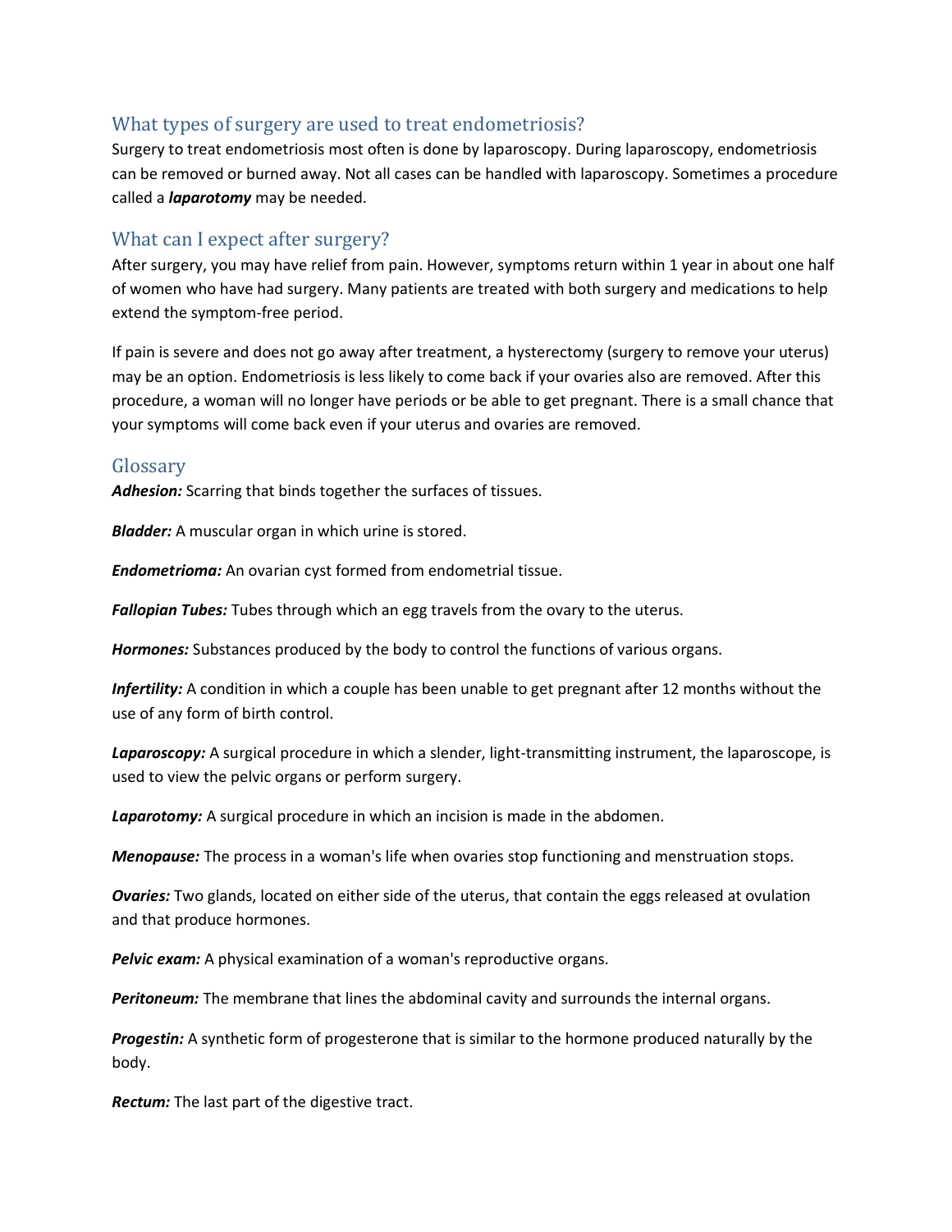## What types of surgery are used to treat endometriosis?

Surgery to treat endometriosis most often is done by laparoscopy. During laparoscopy, endometriosis can be removed or burned away. Not all cases can be handled with laparoscopy. Sometimes a procedure called a ***laparotomy*** may be needed.

## What can I expect after surgery?

After surgery, you may have relief from pain. However, symptoms return within 1 year in about one half of women who have had surgery. Many patients are treated with both surgery and medications to help extend the symptom-free period.

If pain is severe and does not go away after treatment, a hysterectomy (surgery to remove your uterus) may be an option. Endometriosis is less likely to come back if your ovaries also are removed. After this procedure, a woman will no longer have periods or be able to get pregnant. There is a small chance that your symptoms will come back even if your uterus and ovaries are removed.

## Glossary

***Adhesion:*** Scarring that binds together the surfaces of tissues.

***Bladder:*** A muscular organ in which urine is stored.

***Endometrioma:*** An ovarian cyst formed from endometrial tissue.

***Fallopian Tubes:*** Tubes through which an egg travels from the ovary to the uterus.

***Hormones:*** Substances produced by the body to control the functions of various organs.

***Infertility:*** A condition in which a couple has been unable to get pregnant after 12 months without the use of any form of birth control.

***Laparoscopy:*** A surgical procedure in which a slender, light-transmitting instrument, the laparoscope, is used to view the pelvic organs or perform surgery.

***Laparotomy:*** A surgical procedure in which an incision is made in the abdomen.

***Menopause:*** The process in a woman's life when ovaries stop functioning and menstruation stops.

***Ovaries:*** Two glands, located on either side of the uterus, that contain the eggs released at ovulation and that produce hormones.

***Pelvic exam:*** A physical examination of a woman's reproductive organs.

***Peritoneum:*** The membrane that lines the abdominal cavity and surrounds the internal organs.

***Progestin:*** A synthetic form of progesterone that is similar to the hormone produced naturally by the body.

***Rectum:*** The last part of the digestive tract.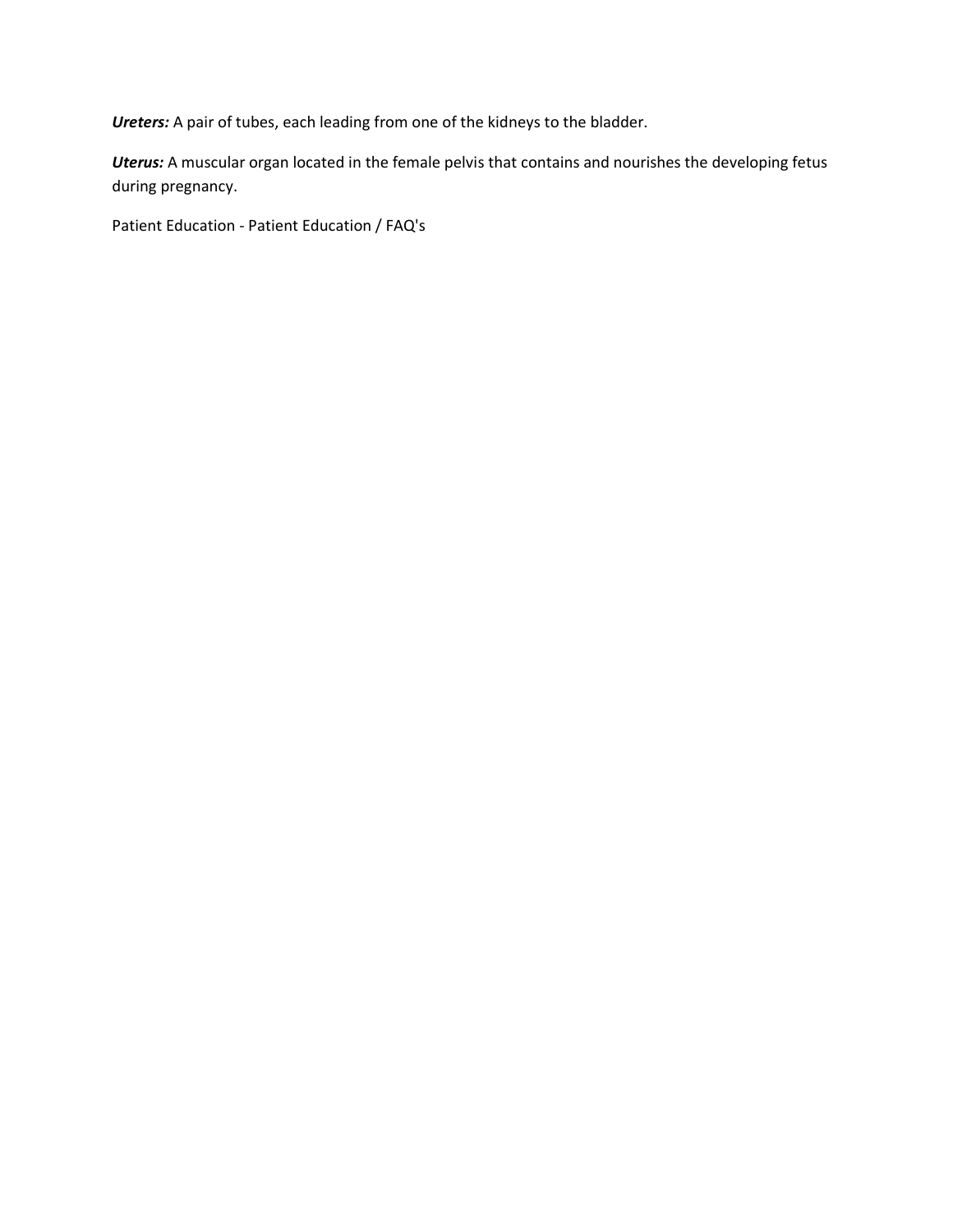***Ureters:*** A pair of tubes, each leading from one of the kidneys to the bladder.

***Uterus:*** A muscular organ located in the female pelvis that contains and nourishes the developing fetus during pregnancy.

Patient Education - Patient Education / FAQ's